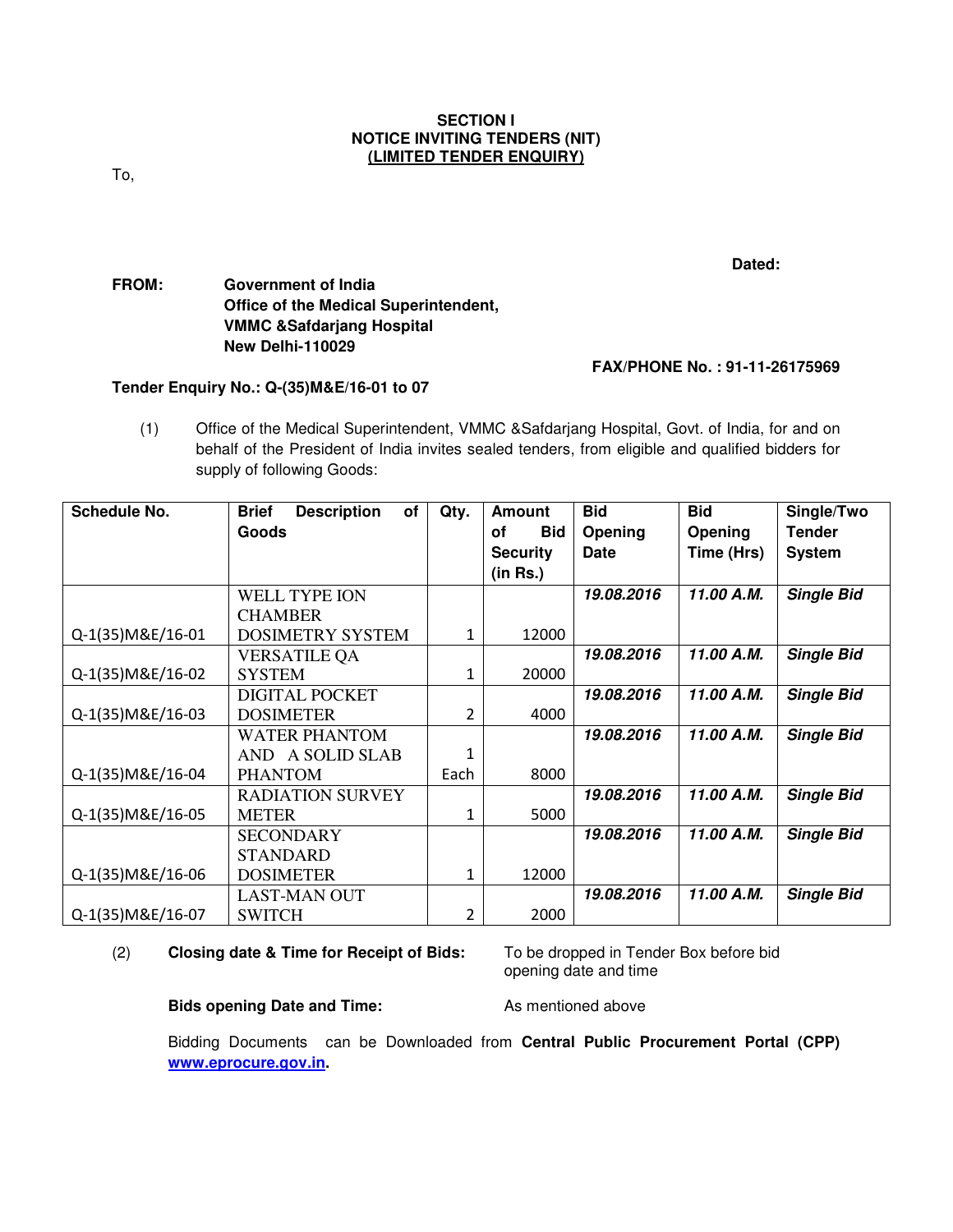**SECTION I**
**NOTICE INVITING TENDERS (NIT)**
**(LIMITED TENDER ENQUIRY)**

To,

**Dated:**

**FROM:** **Government of India**
**Office of the Medical Superintendent,**
**VMMC &Safdarjang Hospital**
**New Delhi-110029**

**FAX/PHONE No. : 91-11-26175969**

**Tender Enquiry No.: Q-(35)M&E/16-01 to 07**

(1) Office of the Medical Superintendent, VMMC &Safdarjang Hospital, Govt. of India, for and on behalf of the President of India invites sealed tenders, from eligible and qualified bidders for supply of following Goods:

| Schedule No. | Brief Description of Goods | Qty. | Amount of Bid Security (in Rs.) | Bid Opening Date | Bid Opening Time (Hrs) | Single/Two Tender System |
|---|---|---|---|---|---|---|
| Q-1(35)M&E/16-01 | WELL TYPE ION CHAMBER DOSIMETRY SYSTEM | 1 | 12000 | ***19.08.2016*** | ***11.00 A.M.*** | ***Single Bid*** |
| Q-1(35)M&E/16-02 | VERSATILE QA SYSTEM | 1 | 20000 | ***19.08.2016*** | ***11.00 A.M.*** | ***Single Bid*** |
| Q-1(35)M&E/16-03 | DIGITAL POCKET DOSIMETER | 2 | 4000 | ***19.08.2016*** | ***11.00 A.M.*** | ***Single Bid*** |
| Q-1(35)M&E/16-04 | WATER PHANTOM AND A SOLID SLAB PHANTOM | 1 Each | 8000 | ***19.08.2016*** | ***11.00 A.M.*** | ***Single Bid*** |
| Q-1(35)M&E/16-05 | RADIATION SURVEY METER | 1 | 5000 | ***19.08.2016*** | ***11.00 A.M.*** | ***Single Bid*** |
| Q-1(35)M&E/16-06 | SECONDARY STANDARD DOSIMETER | 1 | 12000 | ***19.08.2016*** | ***11.00 A.M.*** | ***Single Bid*** |
| Q-1(35)M&E/16-07 | LAST-MAN OUT SWITCH | 2 | 2000 | ***19.08.2016*** | ***11.00 A.M.*** | ***Single Bid*** |

(2) **Closing date & Time for Receipt of Bids:** To be dropped in Tender Box before bid opening date and time

**Bids opening Date and Time:** As mentioned above

Bidding Documents can be Downloaded from **Central Public Procurement Portal (CPP) www.eprocure.gov.in**.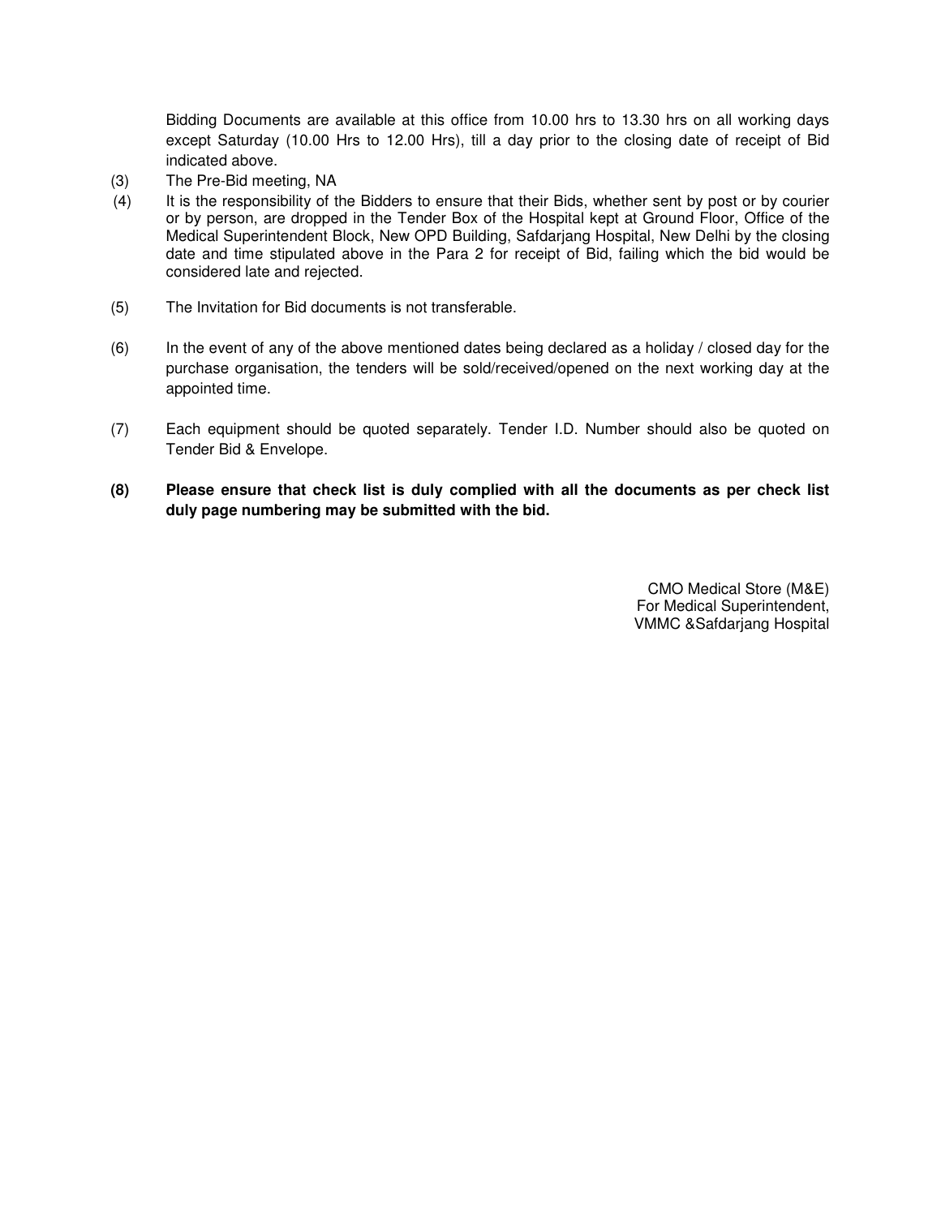Bidding Documents are available at this office from 10.00 hrs to 13.30 hrs on all working days except Saturday (10.00 Hrs to 12.00 Hrs), till a day prior to the closing date of receipt of Bid indicated above.

(3) The Pre-Bid meeting, NA

(4) It is the responsibility of the Bidders to ensure that their Bids, whether sent by post or by courier or by person, are dropped in the Tender Box of the Hospital kept at Ground Floor, Office of the Medical Superintendent Block, New OPD Building, Safdarjang Hospital, New Delhi by the closing date and time stipulated above in the Para 2 for receipt of Bid, failing which the bid would be considered late and rejected.

(5) The Invitation for Bid documents is not transferable.

(6) In the event of any of the above mentioned dates being declared as a holiday / closed day for the purchase organisation, the tenders will be sold/received/opened on the next working day at the appointed time.

(7) Each equipment should be quoted separately. Tender I.D. Number should also be quoted on Tender Bid & Envelope.

**(8) Please ensure that check list is duly complied with all the documents as per check list duly page numbering may be submitted with the bid.**

CMO Medical Store (M&E)
For Medical Superintendent,
VMMC &Safdarjang Hospital